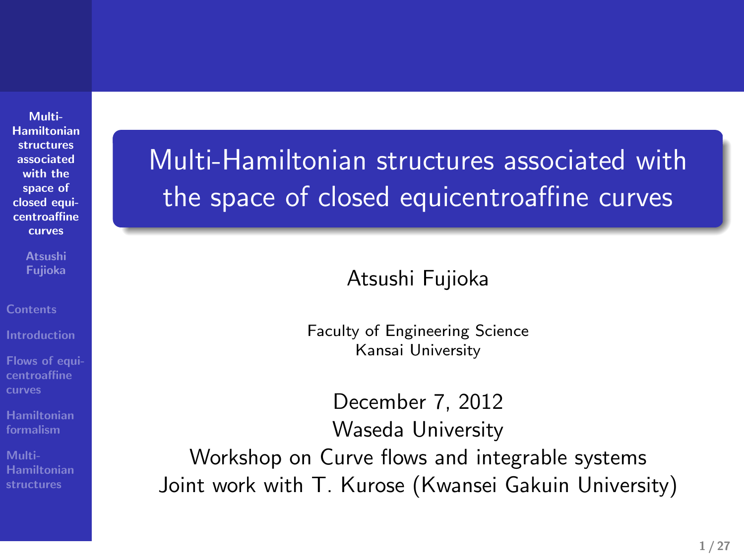# Multi-Hamiltonian structures associated with the space of closed equicentroaffine curves

Atsushi Fujioka

Faculty of Engineering Science
Kansai University

December 7, 2012
Waseda University
Workshop on Curve flows and integrable systems
Joint work with T. Kurose (Kwansei Gakuin University)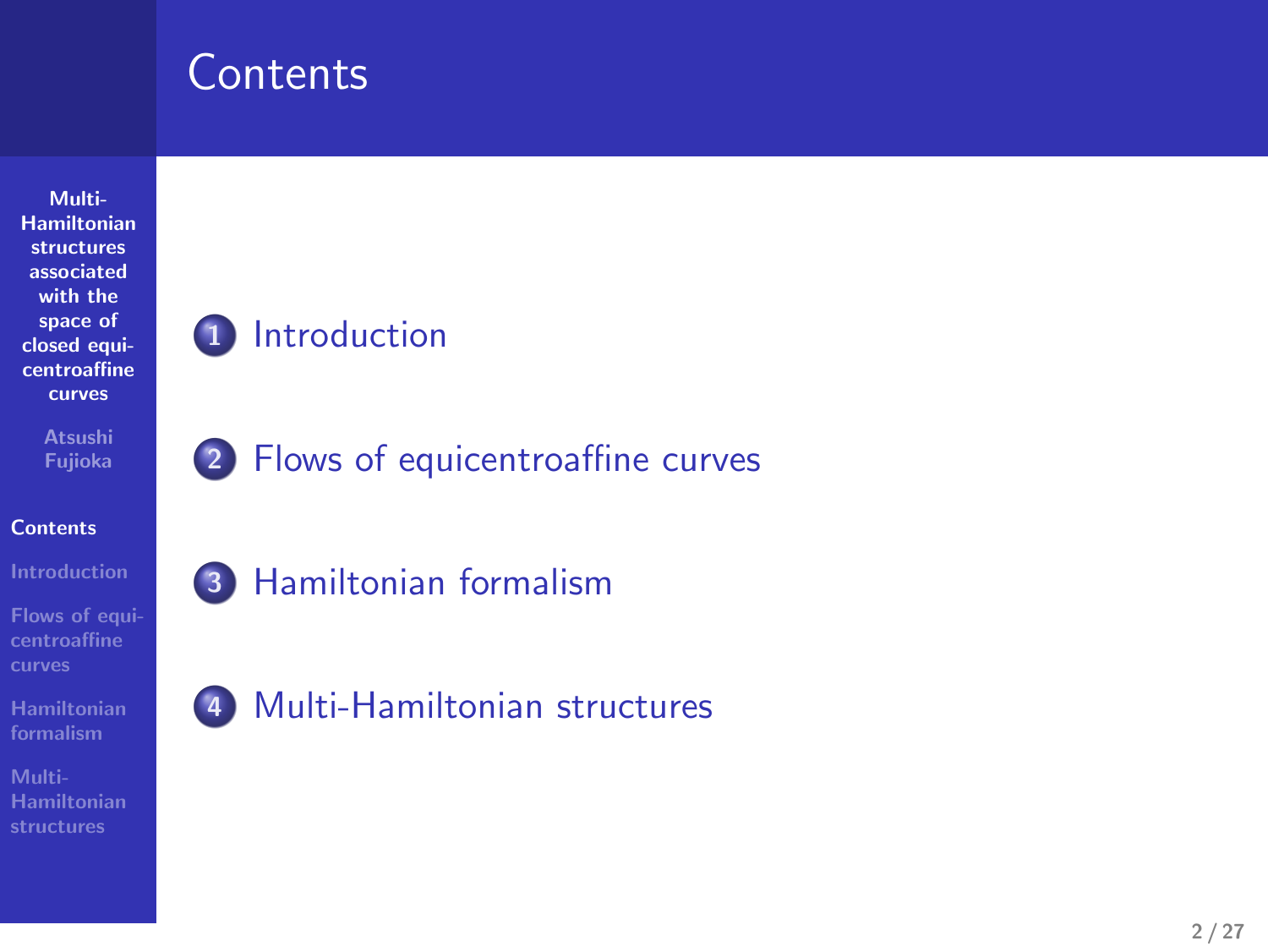# Contents

1. Introduction
2. Flows of equicentroaffine curves
3. Hamiltonian formalism
4. Multi-Hamiltonian structures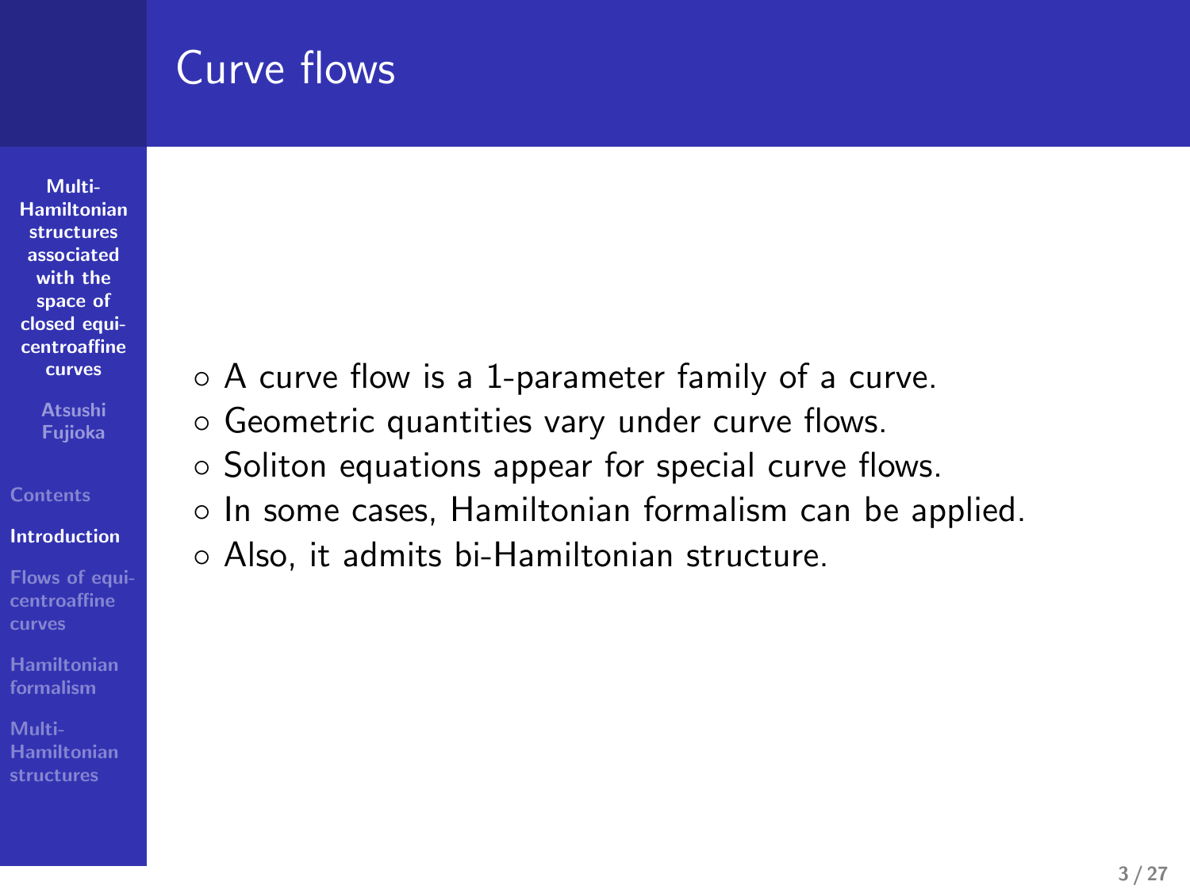# Curve flows

- A curve flow is a 1-parameter family of a curve.
- Geometric quantities vary under curve flows.
- Soliton equations appear for special curve flows.
- In some cases, Hamiltonian formalism can be applied.
- Also, it admits bi-Hamiltonian structure.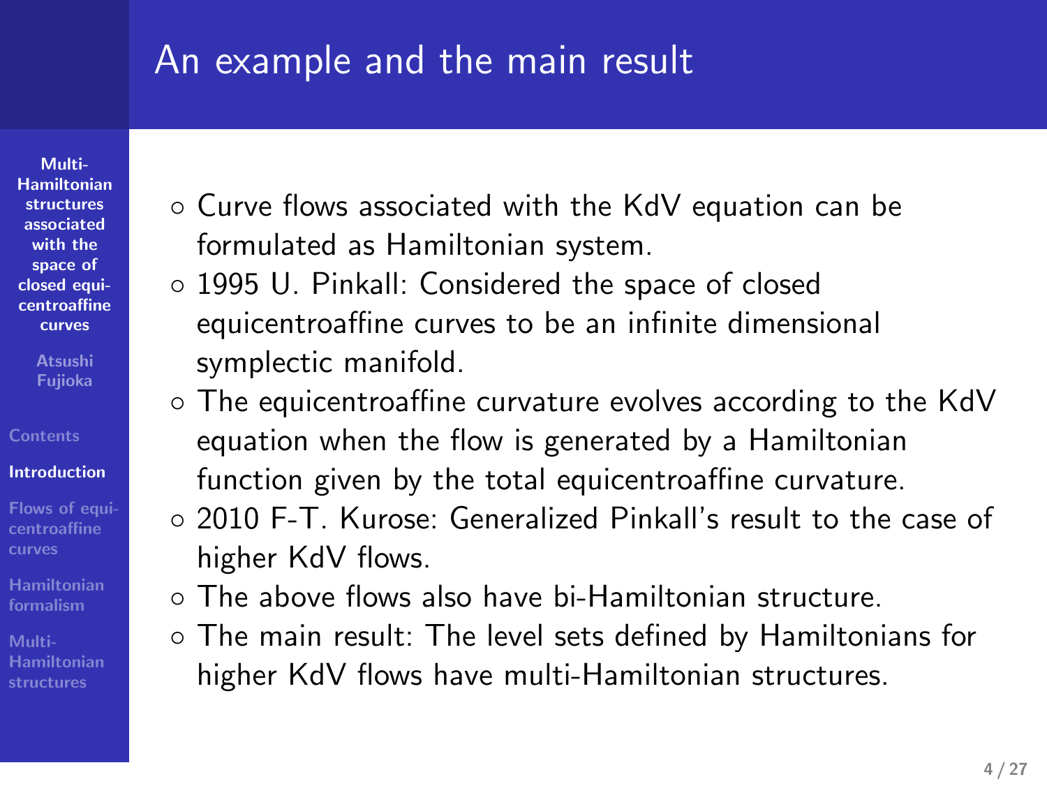## An example and the main result

- Curve flows associated with the KdV equation can be formulated as Hamiltonian system.
- 1995 U. Pinkall: Considered the space of closed equicentroaffine curves to be an infinite dimensional symplectic manifold.
- The equicentroaffine curvature evolves according to the KdV equation when the flow is generated by a Hamiltonian function given by the total equicentroaffine curvature.
- 2010 F-T. Kurose: Generalized Pinkall's result to the case of higher KdV flows.
- The above flows also have bi-Hamiltonian structure.
- The main result: The level sets defined by Hamiltonians for higher KdV flows have multi-Hamiltonian structures.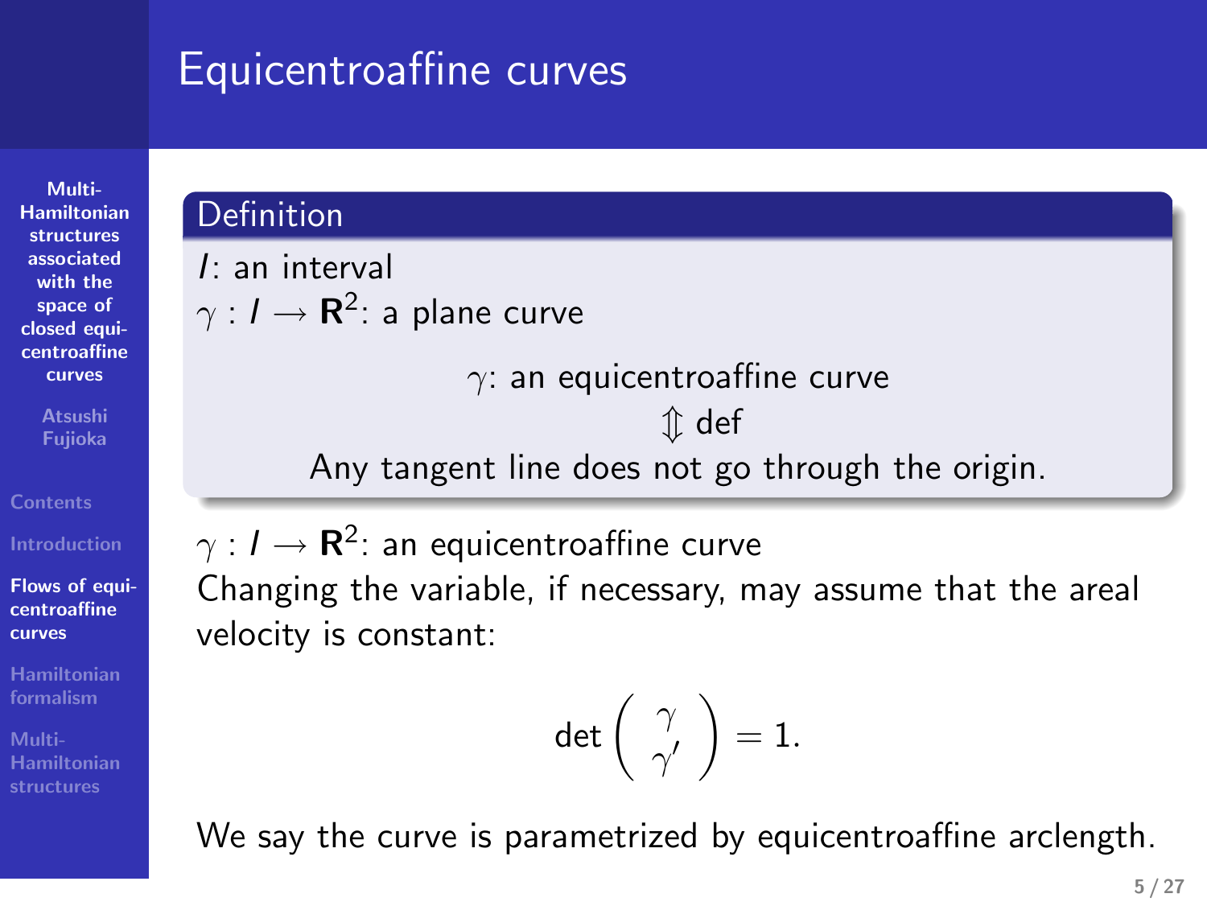# Equicentroaffine curves

**Definition**

$I$: an interval

$\gamma : I \to \mathbf{R}^2$: a plane curve

$\gamma$: an equicentroaffine curve

$\Updownarrow$ def

Any tangent line does not go through the origin.

$\gamma : I \to \mathbf{R}^2$: an equicentroaffine curve

Changing the variable, if necessary, may assume that the areal velocity is constant:

$$\det \begin{pmatrix} \gamma \\ \gamma' \end{pmatrix} = 1.$$

We say the curve is parametrized by equicentroaffine arclength.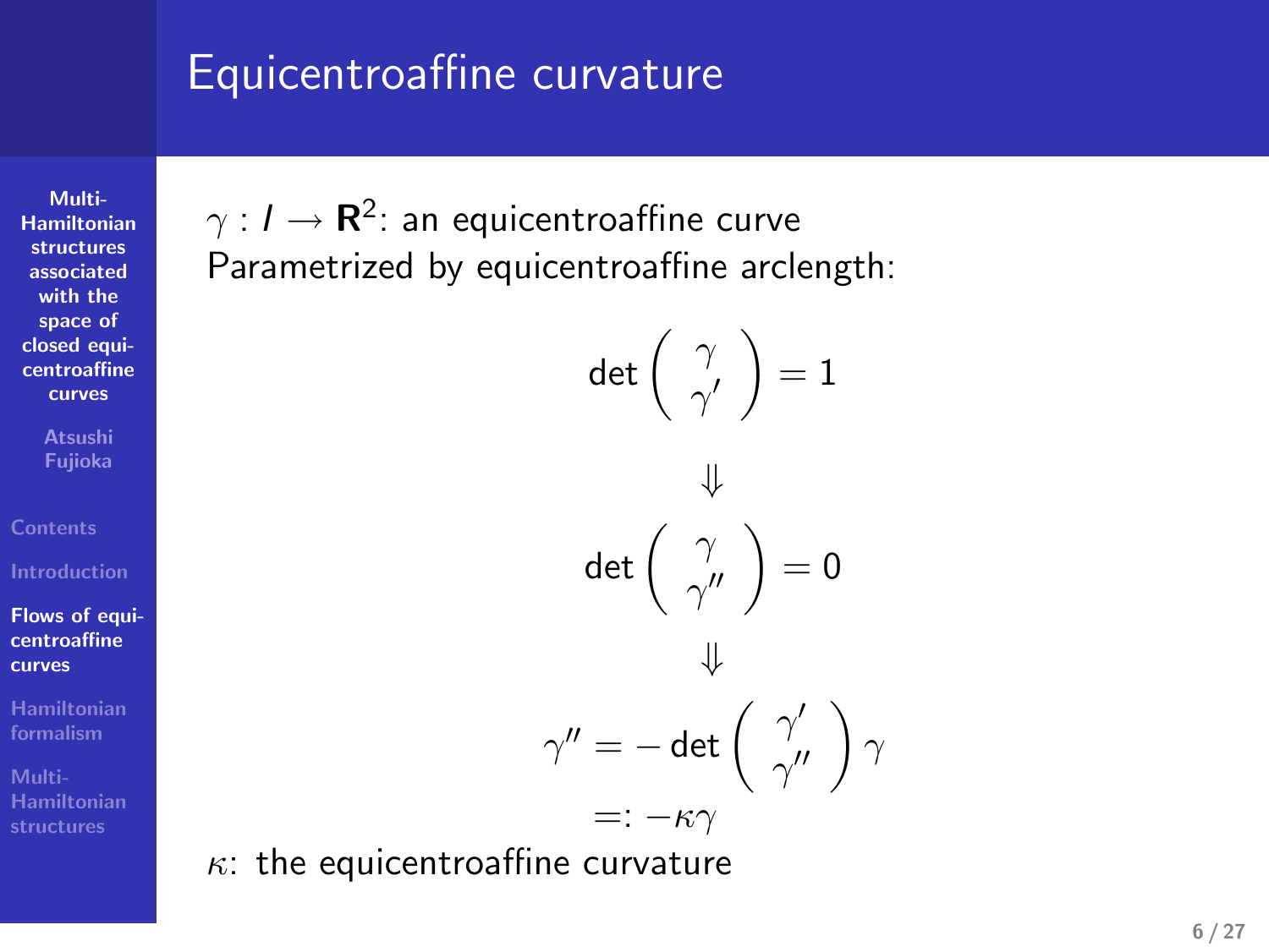# Equicentroaffine curvature

$\gamma : I \to \mathbf{R}^2$: an equicentroaffine curve
Parametrized by equicentroaffine arclength:

$$\det \begin{pmatrix} \gamma \\ \gamma' \end{pmatrix} = 1$$

$$\Downarrow$$

$$\det \begin{pmatrix} \gamma \\ \gamma'' \end{pmatrix} = 0$$

$$\Downarrow$$

$$\gamma'' = -\det \begin{pmatrix} \gamma' \\ \gamma'' \end{pmatrix} \gamma$$
$$=: -\kappa\gamma$$

$\kappa$: the equicentroaffine curvature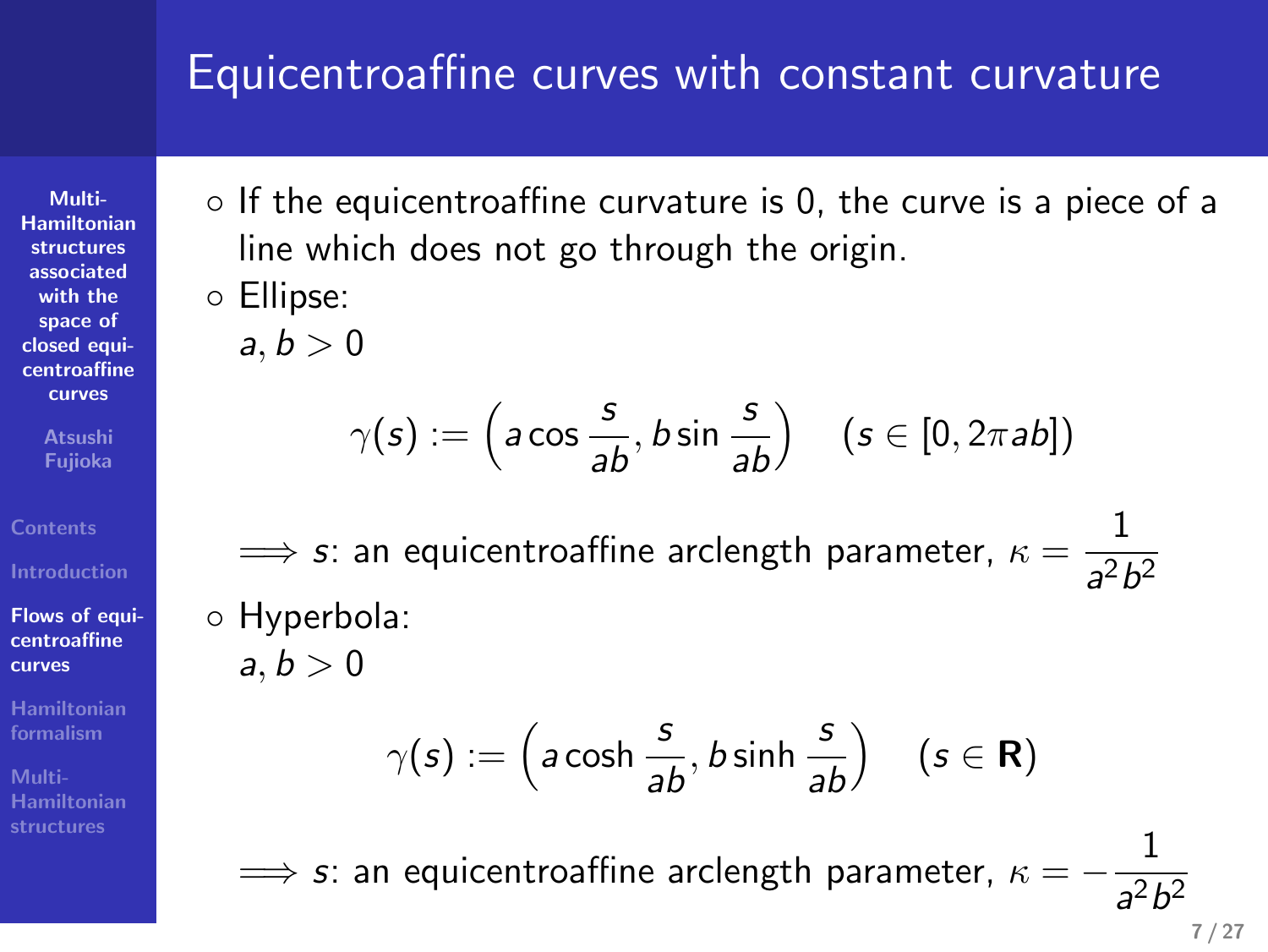# Equicentroaffine curves with constant curvature

- If the equicentroaffine curvature is 0, the curve is a piece of a line which does not go through the origin.
- Ellipse:
  $a, b > 0$

$$\gamma(s) := \left(a\cos\frac{s}{ab}, b\sin\frac{s}{ab}\right) \quad (s \in [0, 2\pi ab])$$

$\Longrightarrow$ $s$: an equicentroaffine arclength parameter, $\kappa = \dfrac{1}{a^2b^2}$

- Hyperbola:
  $a, b > 0$

$$\gamma(s) := \left(a\cosh\frac{s}{ab}, b\sinh\frac{s}{ab}\right) \quad (s \in \mathbf{R})$$

$\Longrightarrow$ $s$: an equicentroaffine arclength parameter, $\kappa = -\dfrac{1}{a^2b^2}$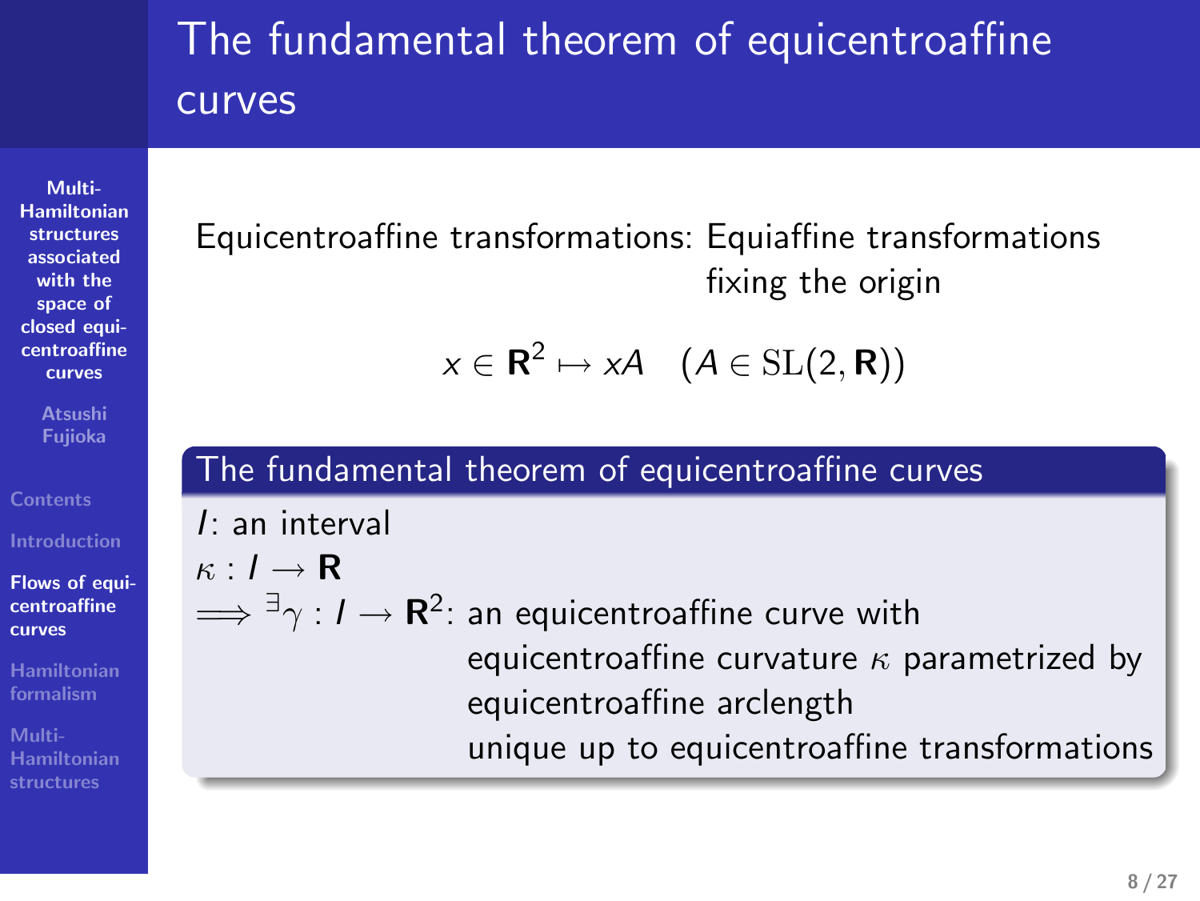# The fundamental theorem of equicentroaffine curves

Equicentroaffine transformations: Equiaffine transformations fixing the origin

$$x \in \mathbf{R}^2 \mapsto xA \quad (A \in \mathrm{SL}(2, \mathbf{R}))$$

**The fundamental theorem of equicentroaffine curves**

$I$: an interval

$\kappa : I \to \mathbf{R}$

$\Longrightarrow {}^{\exists}\gamma : I \to \mathbf{R}^2$: an equicentroaffine curve with equicentroaffine curvature $\kappa$ parametrized by equicentroaffine arclength unique up to equicentroaffine transformations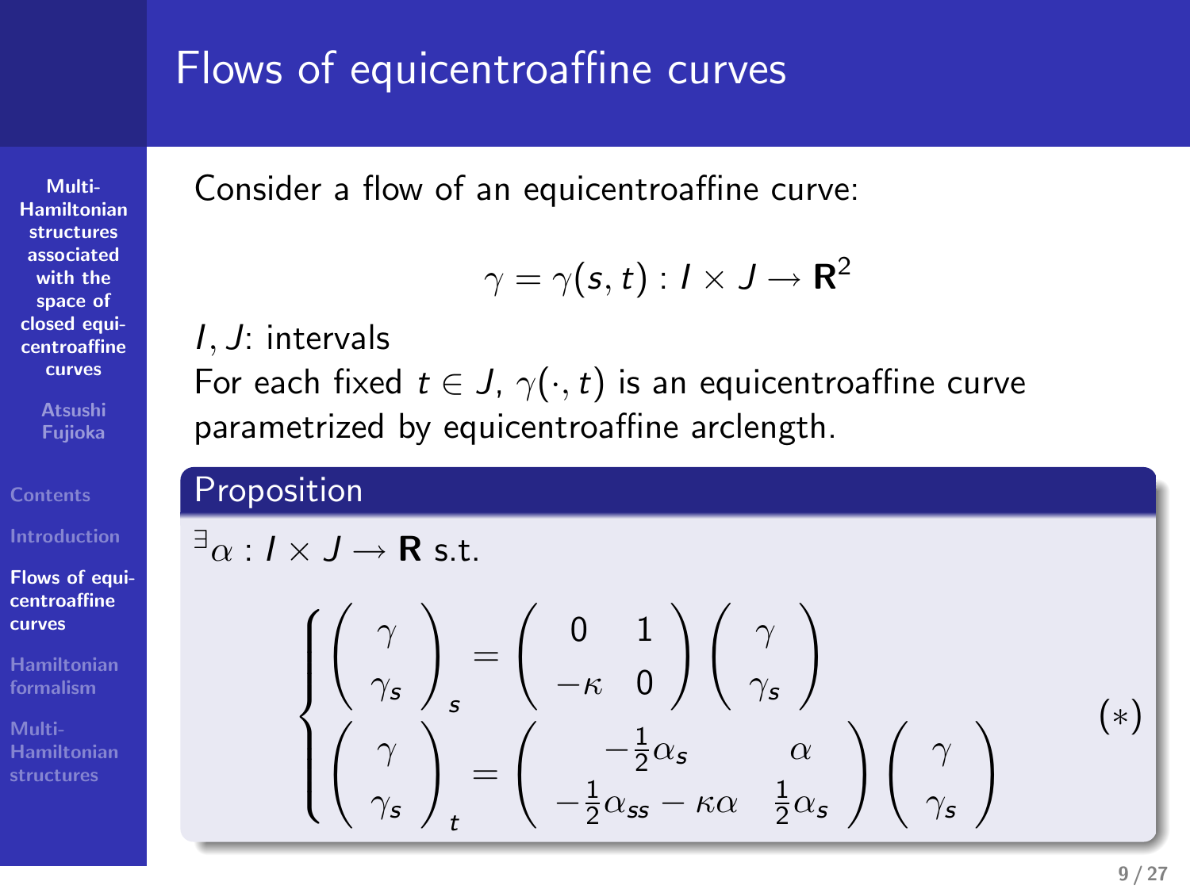# Flows of equicentroaffine curves

Consider a flow of an equicentroaffine curve:

$$\gamma = \gamma(s,t) : I \times J \to \mathbf{R}^2$$

$I, J$: intervals

For each fixed $t \in J$, $\gamma(\cdot, t)$ is an equicentroaffine curve parametrized by equicentroaffine arclength.

## Proposition

$^\exists \alpha : I \times J \to \mathbf{R}$ s.t.

$$\begin{cases} \begin{pmatrix} \gamma \\ \gamma_s \end{pmatrix}_s = \begin{pmatrix} 0 & 1 \\ -\kappa & 0 \end{pmatrix} \begin{pmatrix} \gamma \\ \gamma_s \end{pmatrix} \\ \begin{pmatrix} \gamma \\ \gamma_s \end{pmatrix}_t = \begin{pmatrix} -\frac{1}{2}\alpha_s & \alpha \\ -\frac{1}{2}\alpha_{ss} - \kappa\alpha & \frac{1}{2}\alpha_s \end{pmatrix} \begin{pmatrix} \gamma \\ \gamma_s \end{pmatrix} \end{cases} \qquad (*)$$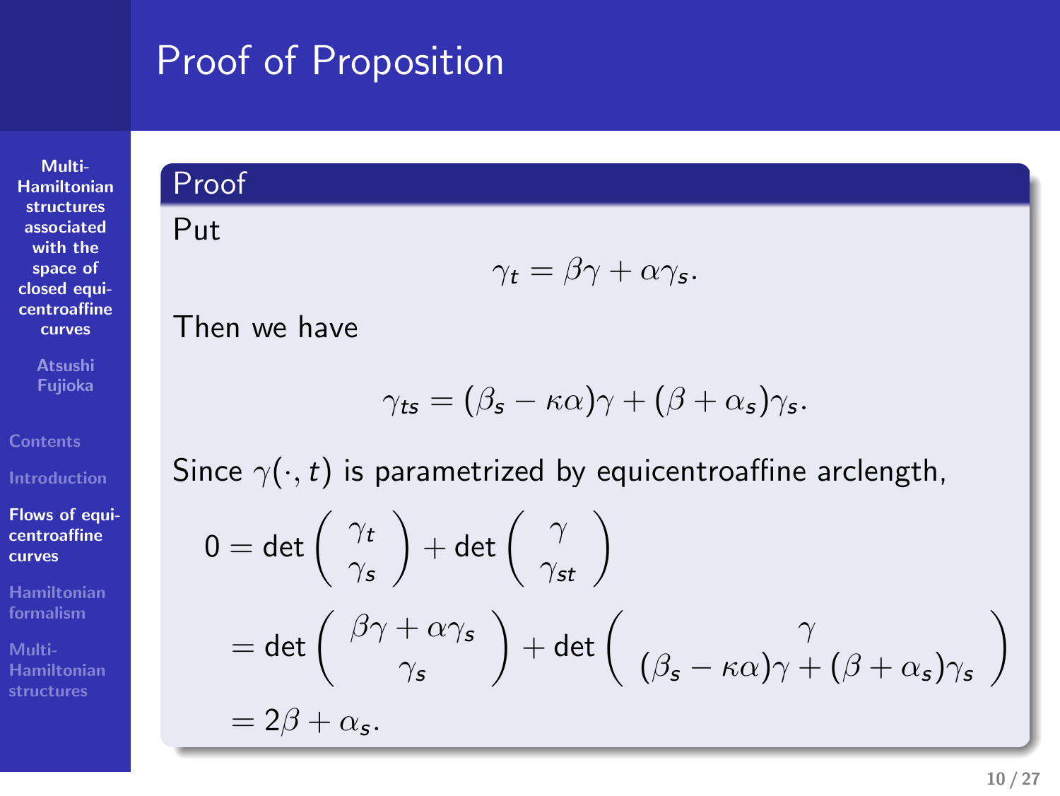# Proof of Proposition

## Proof

Put

$$\gamma_t = \beta\gamma + \alpha\gamma_s.$$

Then we have

$$\gamma_{ts} = (\beta_s - \kappa\alpha)\gamma + (\beta + \alpha_s)\gamma_s.$$

Since $\gamma(\cdot, t)$ is parametrized by equicentroaffine arclength,

$$
\begin{aligned}
0 &= \det\begin{pmatrix} \gamma_t \\ \gamma_s \end{pmatrix} + \det\begin{pmatrix} \gamma \\ \gamma_{st} \end{pmatrix} \\
&= \det\begin{pmatrix} \beta\gamma + \alpha\gamma_s \\ \gamma_s \end{pmatrix} + \det\begin{pmatrix} \gamma \\ (\beta_s - \kappa\alpha)\gamma + (\beta + \alpha_s)\gamma_s \end{pmatrix} \\
&= 2\beta + \alpha_s.
\end{aligned}
$$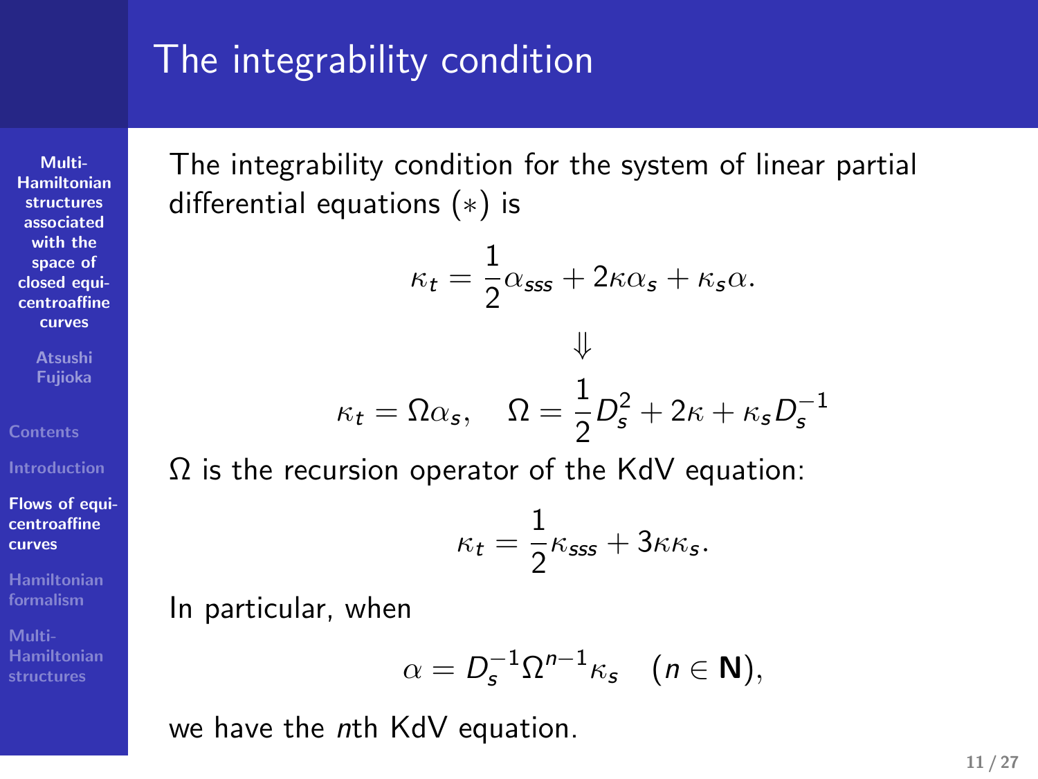# The integrability condition

The integrability condition for the system of linear partial differential equations $(*)$ is

$$\kappa_t = \frac{1}{2}\alpha_{sss} + 2\kappa\alpha_s + \kappa_s\alpha.$$

$$\Downarrow$$

$$\kappa_t = \Omega\alpha_s, \quad \Omega = \frac{1}{2}D_s^2 + 2\kappa + \kappa_s D_s^{-1}$$

$\Omega$ is the recursion operator of the KdV equation:

$$\kappa_t = \frac{1}{2}\kappa_{sss} + 3\kappa\kappa_s.$$

In particular, when

$$\alpha = D_s^{-1}\Omega^{n-1}\kappa_s \quad (n \in \mathbf{N}),$$

we have the $n$th KdV equation.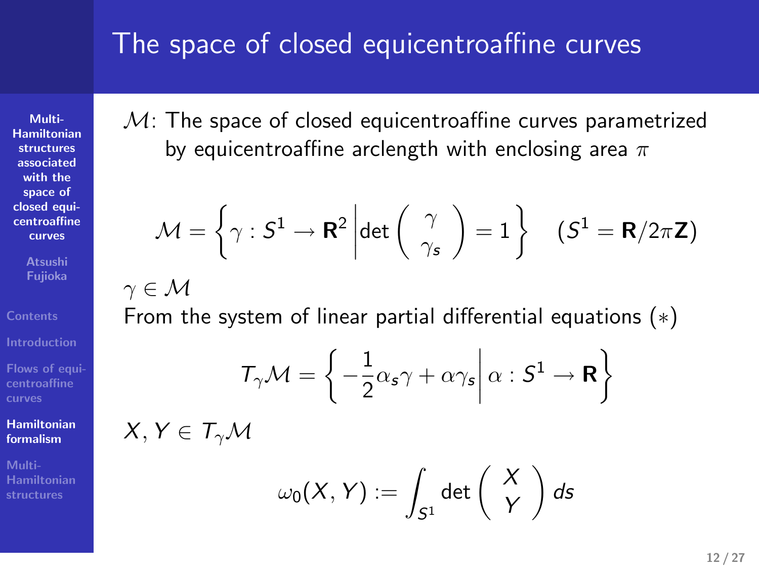# The space of closed equicentroaffine curves

$\mathcal{M}$: The space of closed equicentroaffine curves parametrized by equicentroaffine arclength with enclosing area $\pi$

$$\mathcal{M} = \left\{ \gamma : S^1 \to \mathbf{R}^2 \,\middle|\, \det \begin{pmatrix} \gamma \\ \gamma_s \end{pmatrix} = 1 \right\} \quad (S^1 = \mathbf{R}/2\pi\mathbf{Z})$$

$\gamma \in \mathcal{M}$

From the system of linear partial differential equations $(*)$

$$T_\gamma \mathcal{M} = \left\{ -\frac{1}{2}\alpha_s \gamma + \alpha \gamma_s \,\middle|\, \alpha : S^1 \to \mathbf{R} \right\}$$

$X, Y \in T_\gamma \mathcal{M}$

$$\omega_0(X, Y) := \int_{S^1} \det \begin{pmatrix} X \\ Y \end{pmatrix} ds$$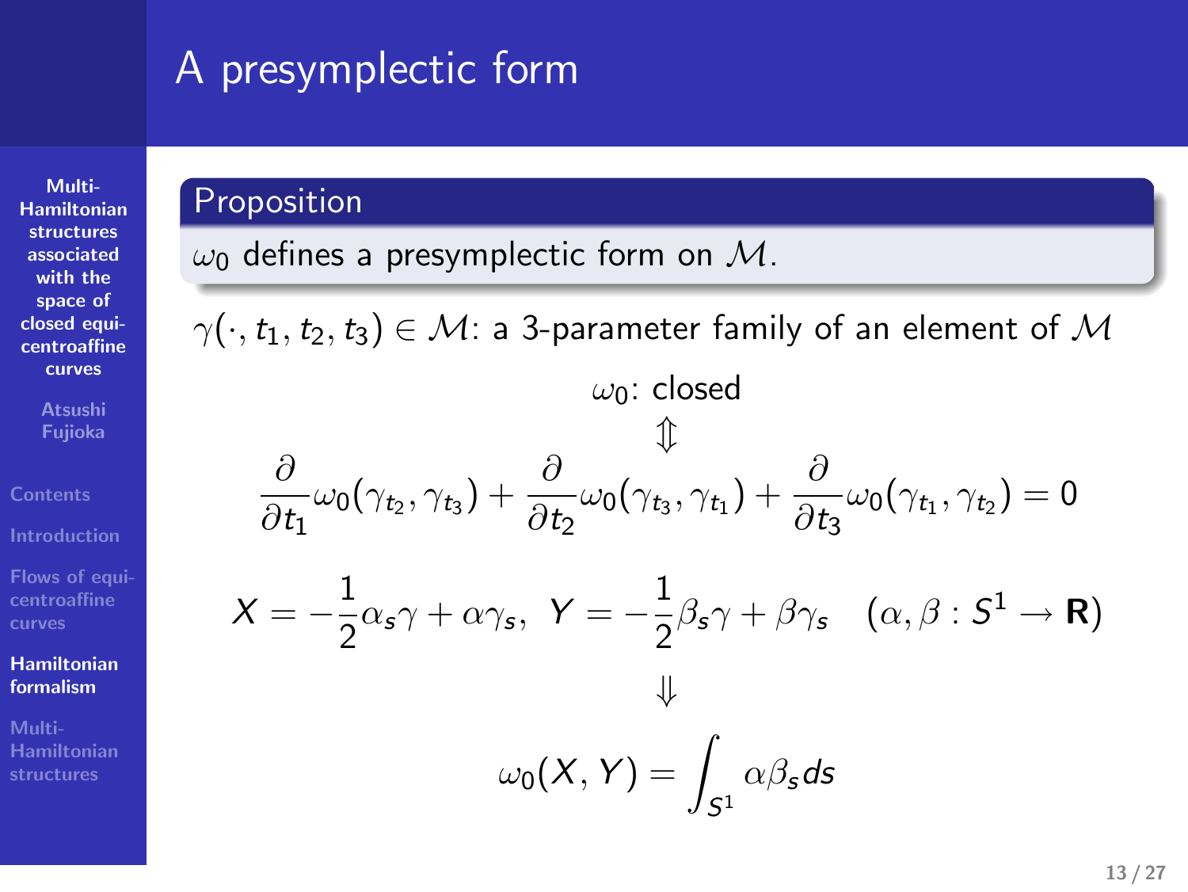# A presymplectic form

**Proposition**

$\omega_0$ defines a presymplectic form on $\mathcal{M}$.

$\gamma(\cdot, t_1, t_2, t_3) \in \mathcal{M}$: a 3-parameter family of an element of $\mathcal{M}$

$$\omega_0\text{: closed}$$

$$\Updownarrow$$

$$\frac{\partial}{\partial t_1}\omega_0(\gamma_{t_2}, \gamma_{t_3}) + \frac{\partial}{\partial t_2}\omega_0(\gamma_{t_3}, \gamma_{t_1}) + \frac{\partial}{\partial t_3}\omega_0(\gamma_{t_1}, \gamma_{t_2}) = 0$$

$$X = -\frac{1}{2}\alpha_s\gamma + \alpha\gamma_s, \;\; Y = -\frac{1}{2}\beta_s\gamma + \beta\gamma_s \quad (\alpha, \beta : S^1 \to \mathbf{R})$$

$$\Downarrow$$

$$\omega_0(X, Y) = \int_{S^1} \alpha\beta_s ds$$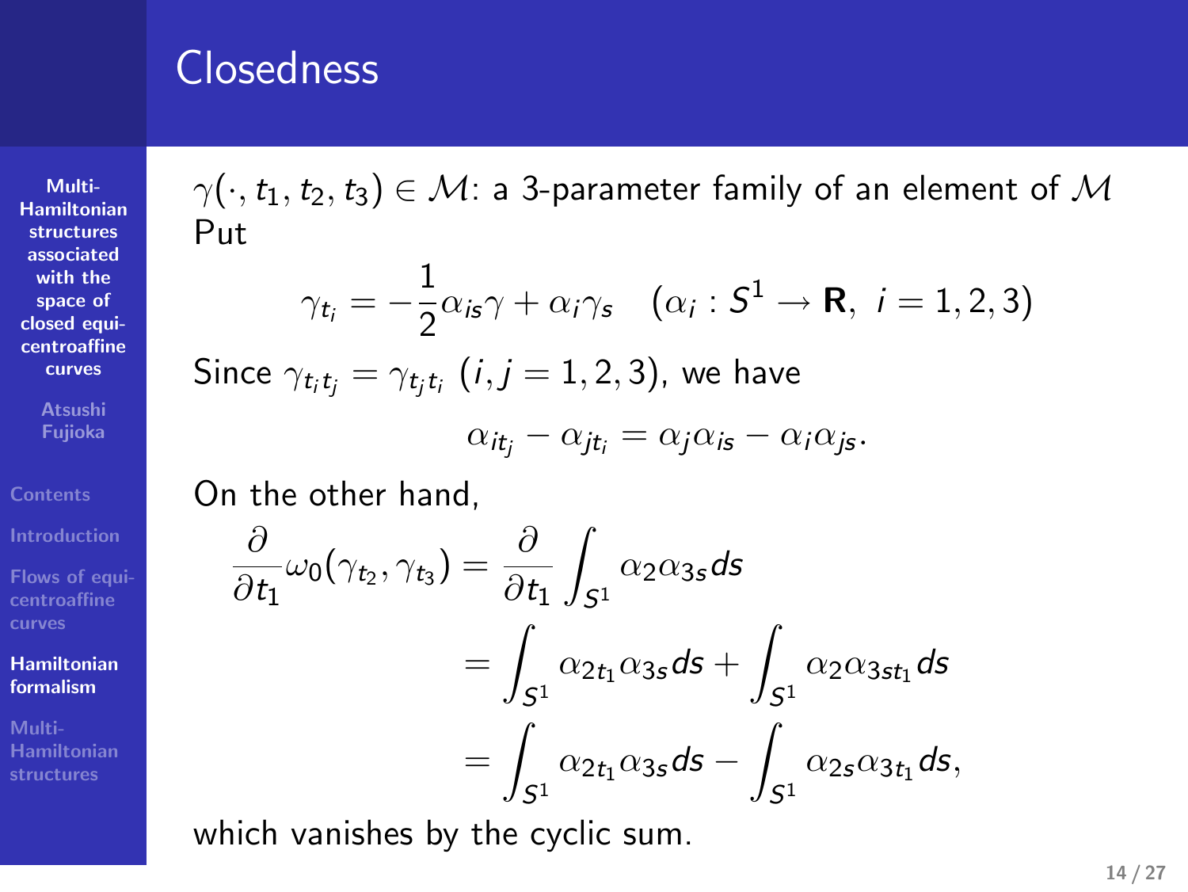## Closedness

$\gamma(\cdot, t_1, t_2, t_3) \in \mathcal{M}$: a 3-parameter family of an element of $\mathcal{M}$

Put

$$\gamma_{t_i} = -\frac{1}{2}\alpha_{is}\gamma + \alpha_i \gamma_s \quad (\alpha_i : S^1 \to \mathbf{R},\ i = 1, 2, 3)$$

Since $\gamma_{t_i t_j} = \gamma_{t_j t_i}$ $(i, j = 1, 2, 3)$, we have

$$\alpha_{it_j} - \alpha_{jt_i} = \alpha_j \alpha_{is} - \alpha_i \alpha_{js}.$$

On the other hand,

$$\begin{aligned}
\frac{\partial}{\partial t_1}\omega_0(\gamma_{t_2}, \gamma_{t_3}) &= \frac{\partial}{\partial t_1}\int_{S^1} \alpha_2 \alpha_{3s} ds \\
&= \int_{S^1} \alpha_{2t_1}\alpha_{3s} ds + \int_{S^1} \alpha_2 \alpha_{3st_1} ds \\
&= \int_{S^1} \alpha_{2t_1}\alpha_{3s} ds - \int_{S^1} \alpha_{2s}\alpha_{3t_1} ds,
\end{aligned}$$

which vanishes by the cyclic sum.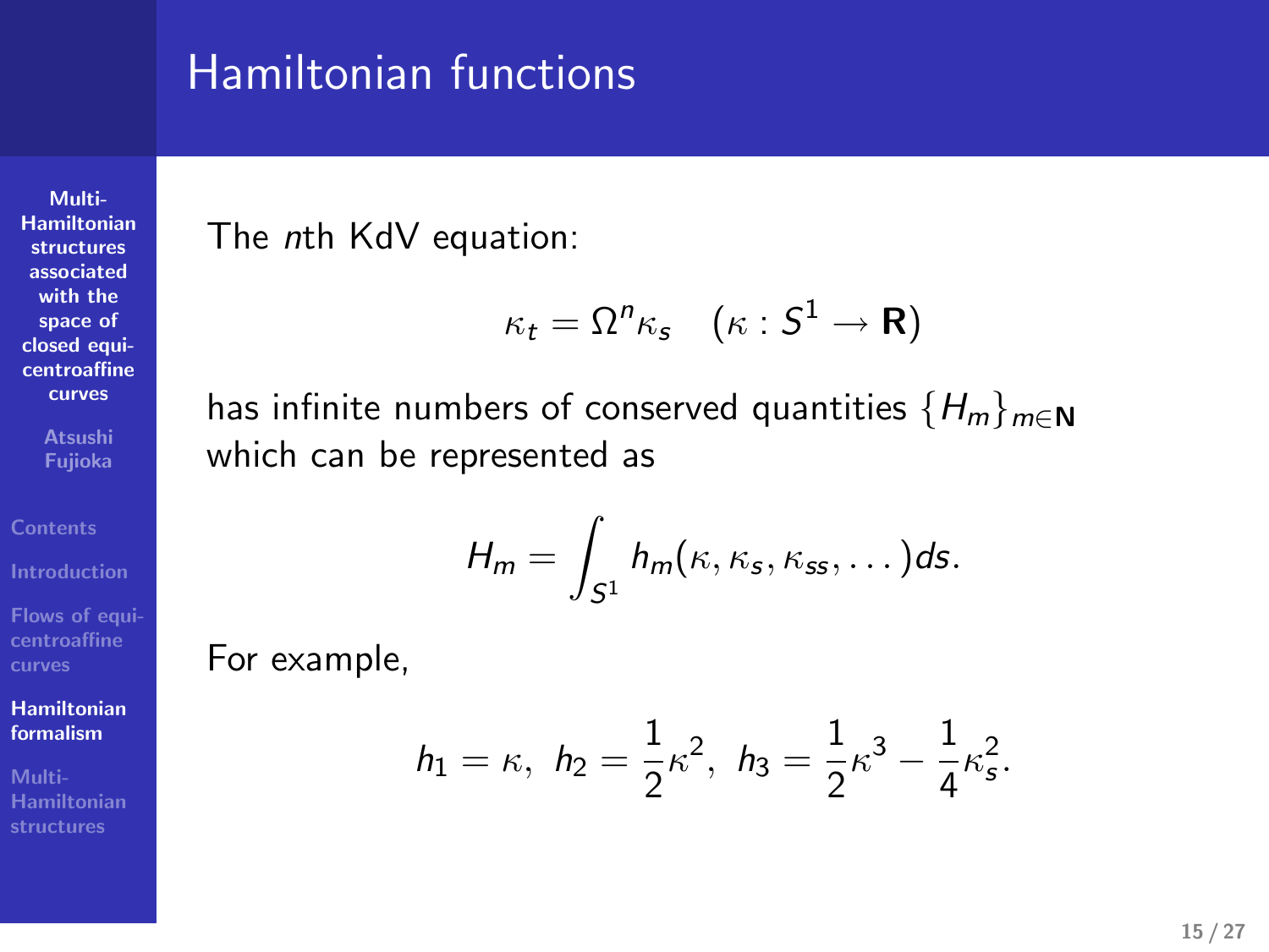# Hamiltonian functions

The $n$th KdV equation:

$$\kappa_t = \Omega^n \kappa_s \quad (\kappa : S^1 \to \mathbf{R})$$

has infinite numbers of conserved quantities $\{H_m\}_{m \in \mathbf{N}}$ which can be represented as

$$H_m = \int_{S^1} h_m(\kappa, \kappa_s, \kappa_{ss}, \dots) ds.$$

For example,

$$h_1 = \kappa, \;\; h_2 = \frac{1}{2}\kappa^2, \;\; h_3 = \frac{1}{2}\kappa^3 - \frac{1}{4}\kappa_s^2.$$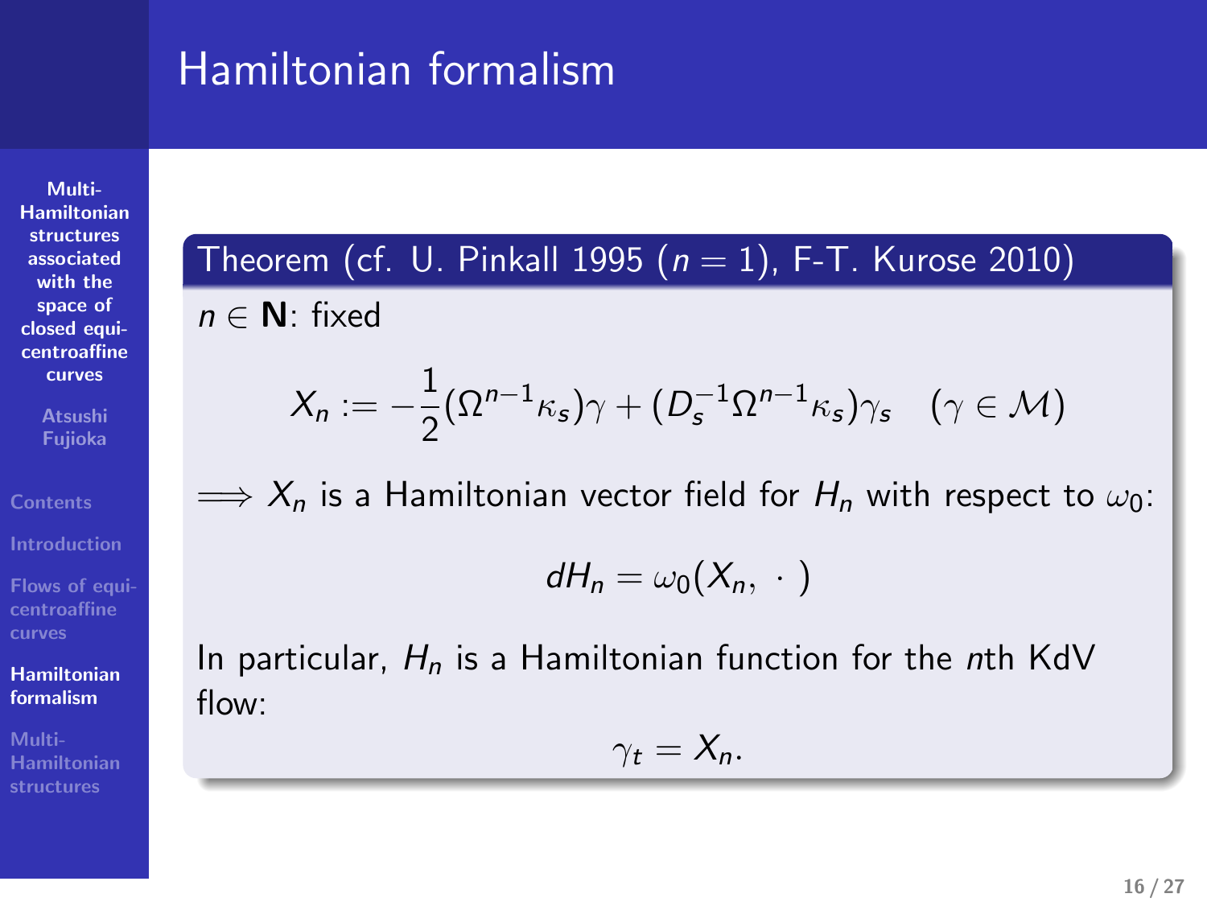# Hamiltonian formalism

**Theorem (cf. U. Pinkall 1995 ($n = 1$), F-T. Kurose 2010)**

$n \in \mathbf{N}$: fixed

$$X_n := -\frac{1}{2}(\Omega^{n-1}\kappa_s)\gamma + (D_s^{-1}\Omega^{n-1}\kappa_s)\gamma_s \quad (\gamma \in \mathcal{M})$$

$\Longrightarrow X_n$ is a Hamiltonian vector field for $H_n$ with respect to $\omega_0$:

$$dH_n = \omega_0(X_n, \ \cdot \ )$$

In particular, $H_n$ is a Hamiltonian function for the $n$th KdV flow:

$$\gamma_t = X_n.$$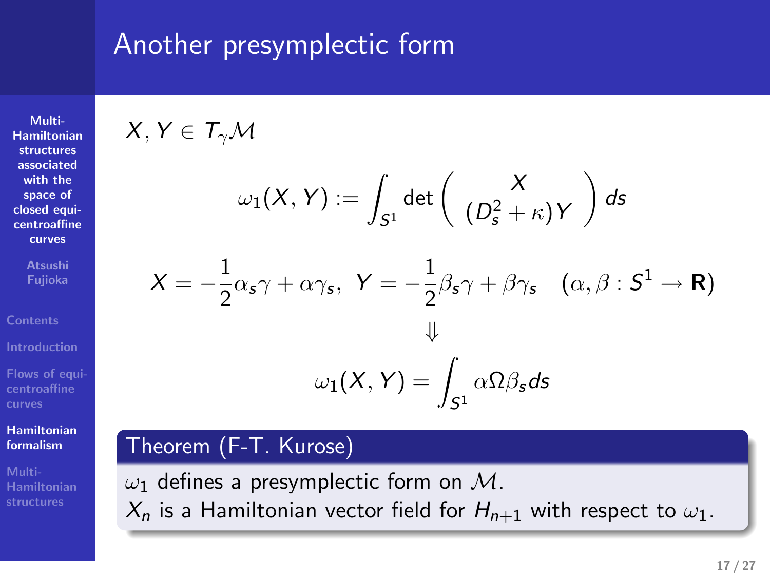# Another presymplectic form

$X, Y \in T_\gamma \mathcal{M}$

$$\omega_1(X, Y) := \int_{S^1} \det \begin{pmatrix} X \\ (D_s^2 + \kappa) Y \end{pmatrix} ds$$

$$X = -\frac{1}{2}\alpha_s \gamma + \alpha \gamma_s, \;\; Y = -\frac{1}{2}\beta_s \gamma + \beta \gamma_s \quad (\alpha, \beta : S^1 \to \mathbf{R})$$

$$\Downarrow$$

$$\omega_1(X, Y) = \int_{S^1} \alpha \Omega \beta_s ds$$

**Theorem (F-T. Kurose)**

$\omega_1$ defines a presymplectic form on $\mathcal{M}$.
$X_n$ is a Hamiltonian vector field for $H_{n+1}$ with respect to $\omega_1$.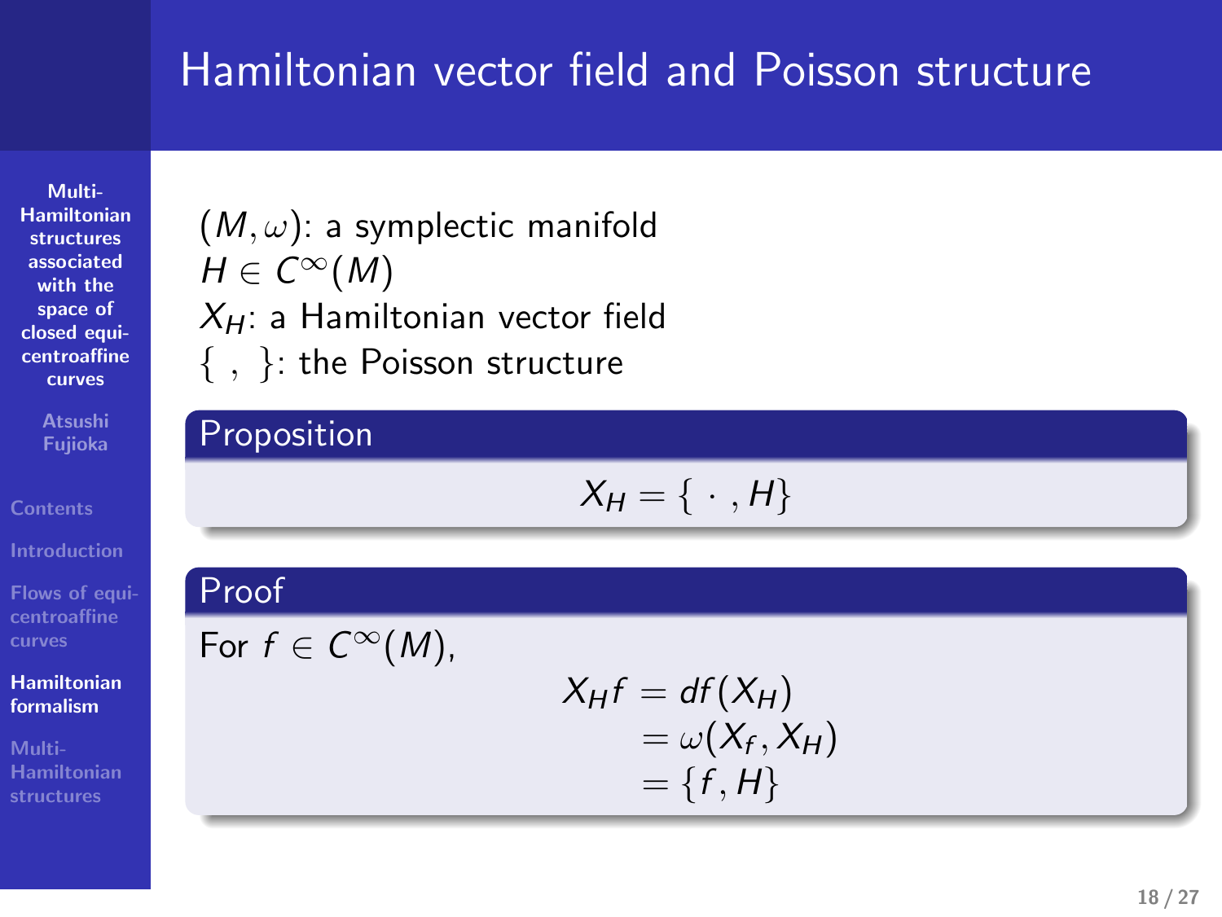# Hamiltonian vector field and Poisson structure

$(M, \omega)$: a symplectic manifold
$H \in C^\infty(M)$
$X_H$: a Hamiltonian vector field
$\{\ ,\ \}$: the Poisson structure

**Proposition**

$$X_H = \{\ \cdot\ , H\}$$

**Proof**

For $f \in C^\infty(M)$,

$$\begin{aligned} X_H f &= df(X_H) \\ &= \omega(X_f, X_H) \\ &= \{f, H\} \end{aligned}$$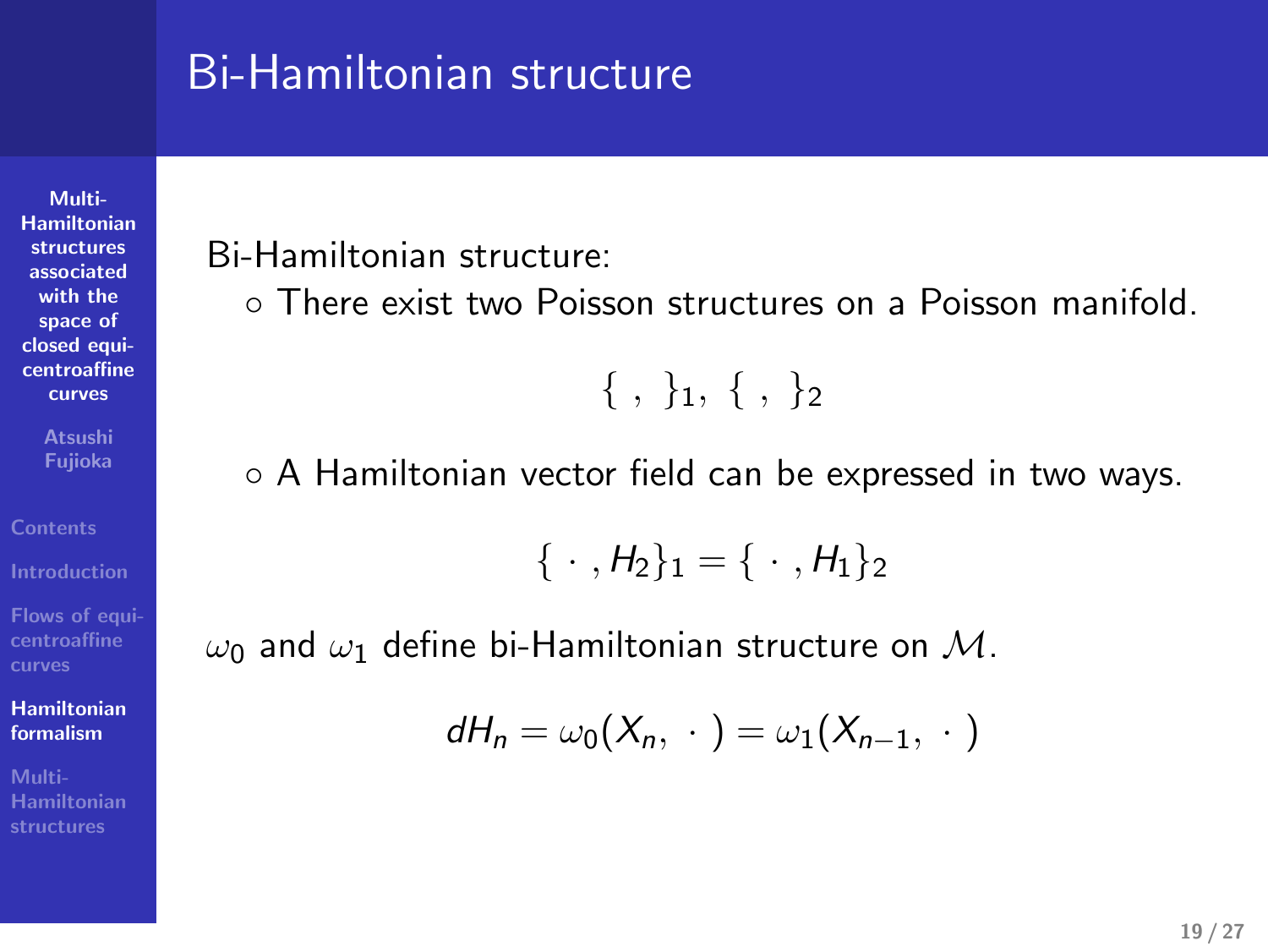# Bi-Hamiltonian structure

Bi-Hamiltonian structure:

- There exist two Poisson structures on a Poisson manifold.

$$\{\ ,\ \}_1,\ \{\ ,\ \}_2$$

- A Hamiltonian vector field can be expressed in two ways.

$$\{\ \cdot\ , H_2\}_1 = \{\ \cdot\ , H_1\}_2$$

$\omega_0$ and $\omega_1$ define bi-Hamiltonian structure on $\mathcal{M}$.

$$dH_n = \omega_0(X_n,\ \cdot\ ) = \omega_1(X_{n-1},\ \cdot\ )$$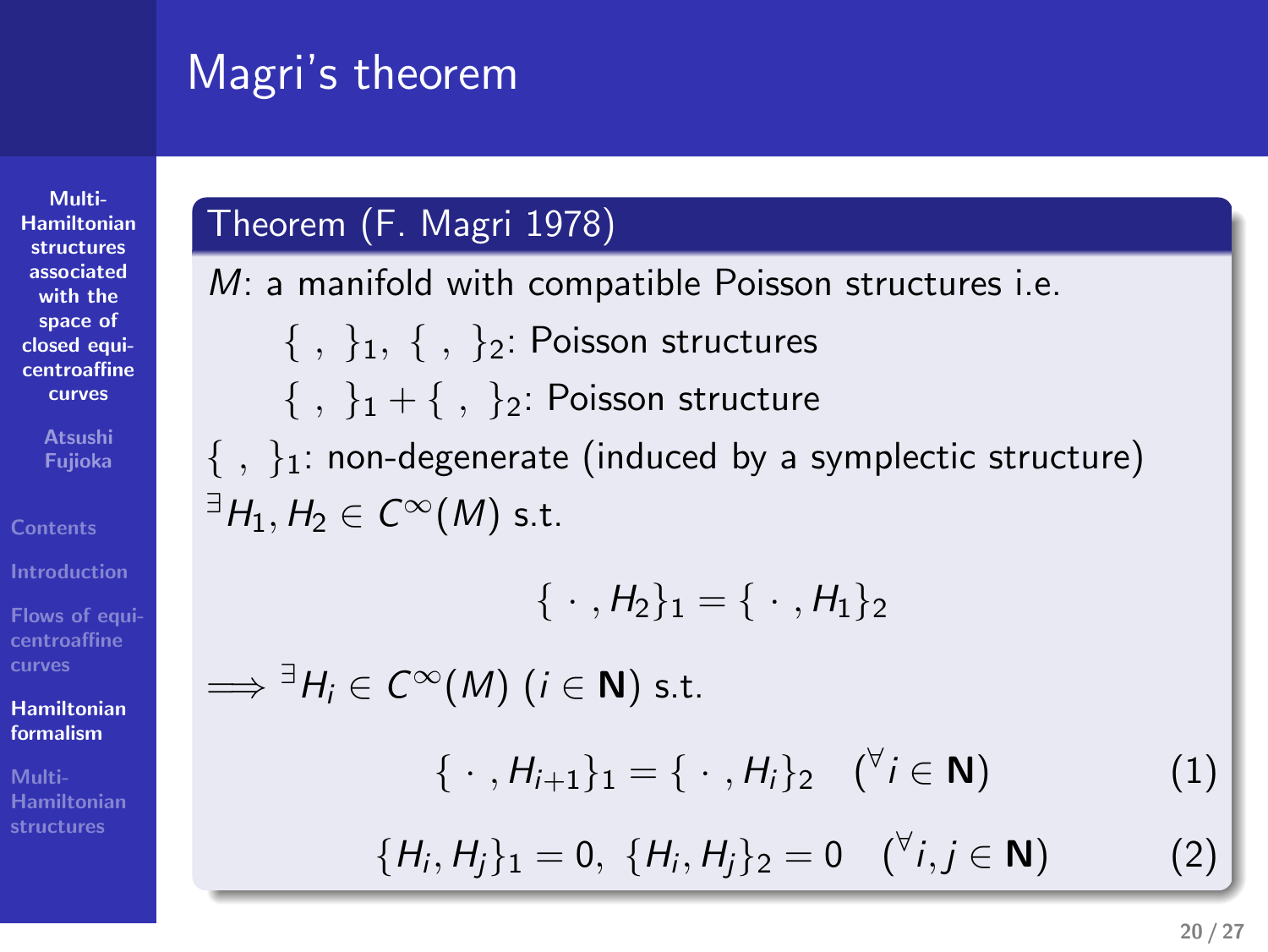# Magri's theorem

**Theorem (F. Magri 1978)**

$M$: a manifold with compatible Poisson structures i.e.

$\{\ ,\ \}_1$, $\{\ ,\ \}_2$: Poisson structures

$\{\ ,\ \}_1 + \{\ ,\ \}_2$: Poisson structure

$\{\ ,\ \}_1$: non-degenerate (induced by a symplectic structure)

${}^{\exists}H_1, H_2 \in C^\infty(M)$ s.t.

$$\{\ \cdot\ , H_2\}_1 = \{\ \cdot\ , H_1\}_2$$

$\Longrightarrow$ ${}^{\exists}H_i \in C^\infty(M)$ ($i \in \mathbf{N}$) s.t.

$$\{\ \cdot\ , H_{i+1}\}_1 = \{\ \cdot\ , H_i\}_2 \quad ({}^{\forall}i \in \mathbf{N}) \tag{1}$$

$$\{H_i, H_j\}_1 = 0,\ \{H_i, H_j\}_2 = 0 \quad ({}^{\forall}i, j \in \mathbf{N}) \tag{2}$$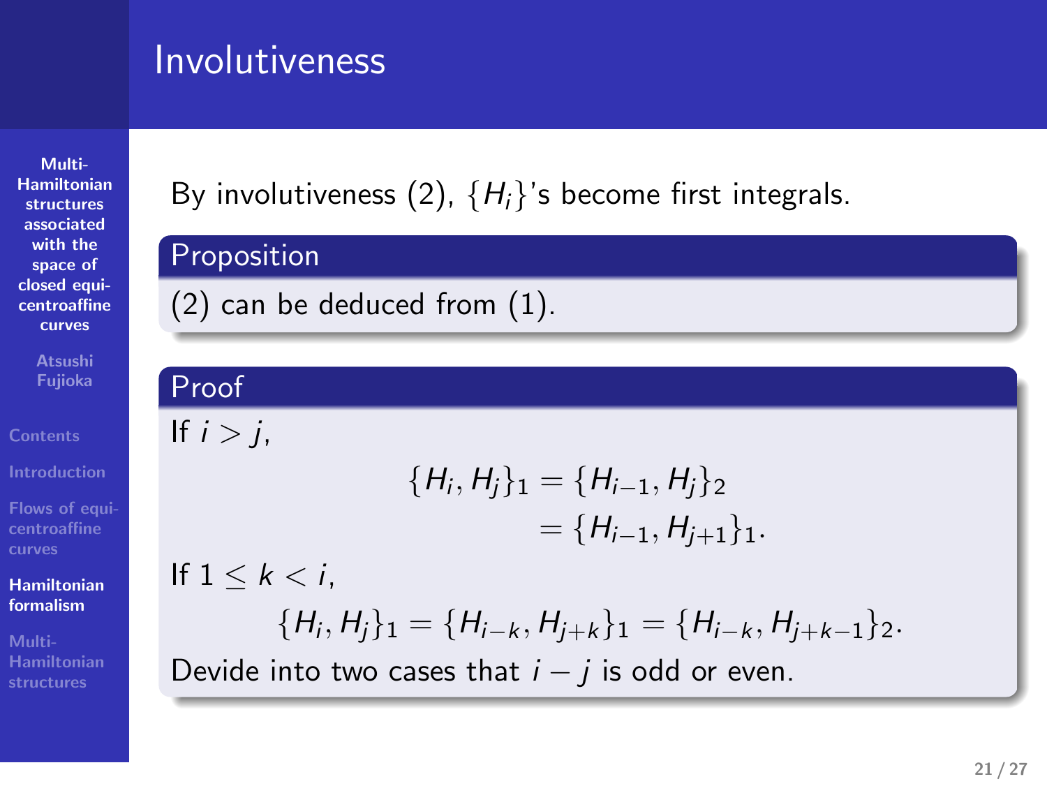# Involutiveness

By involutiveness (2), $\{H_i\}$'s become first integrals.

**Proposition**

(2) can be deduced from (1).

**Proof**

If $i > j$,

$$\begin{aligned} \{H_i, H_j\}_1 &= \{H_{i-1}, H_j\}_2 \\ &= \{H_{i-1}, H_{j+1}\}_1. \end{aligned}$$

If $1 \leq k < i$,

$$\{H_i, H_j\}_1 = \{H_{i-k}, H_{j+k}\}_1 = \{H_{i-k}, H_{j+k-1}\}_2.$$

Devide into two cases that $i - j$ is odd or even.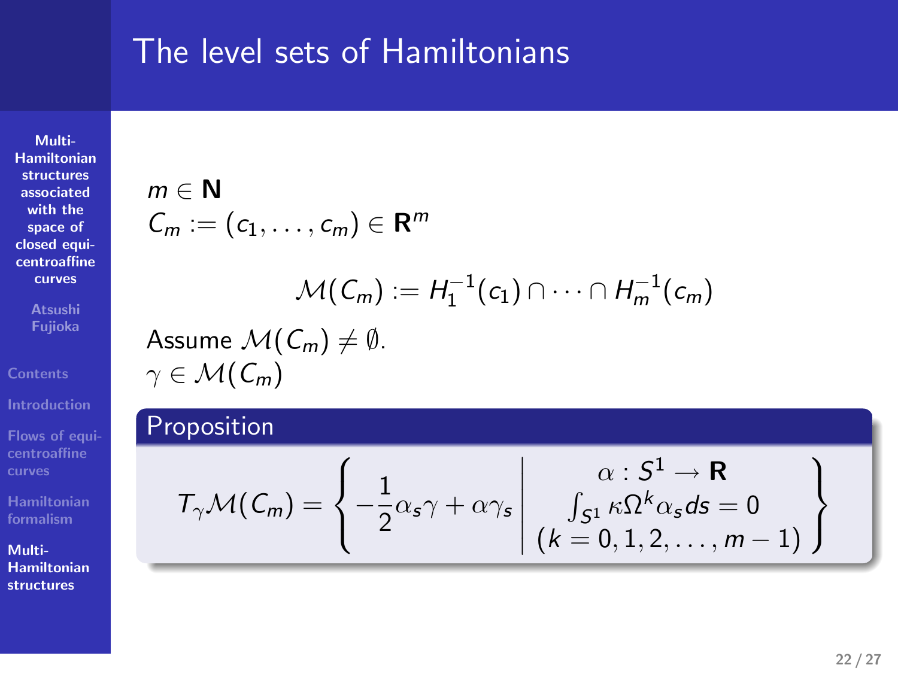# The level sets of Hamiltonians

$m \in \mathbf{N}$
$C_m := (c_1, \dots, c_m) \in \mathbf{R}^m$

$$\mathcal{M}(C_m) := H_1^{-1}(c_1) \cap \cdots \cap H_m^{-1}(c_m)$$

Assume $\mathcal{M}(C_m) \neq \emptyset$.
$\gamma \in \mathcal{M}(C_m)$

**Proposition**

$$T_\gamma \mathcal{M}(C_m) = \left\{ -\frac{1}{2}\alpha_s \gamma + \alpha \gamma_s \;\middle|\; \begin{array}{c} \alpha : S^1 \to \mathbf{R} \\ \int_{S^1} \kappa \Omega^k \alpha_s ds = 0 \\ (k = 0, 1, 2, \dots, m-1) \end{array} \right\}$$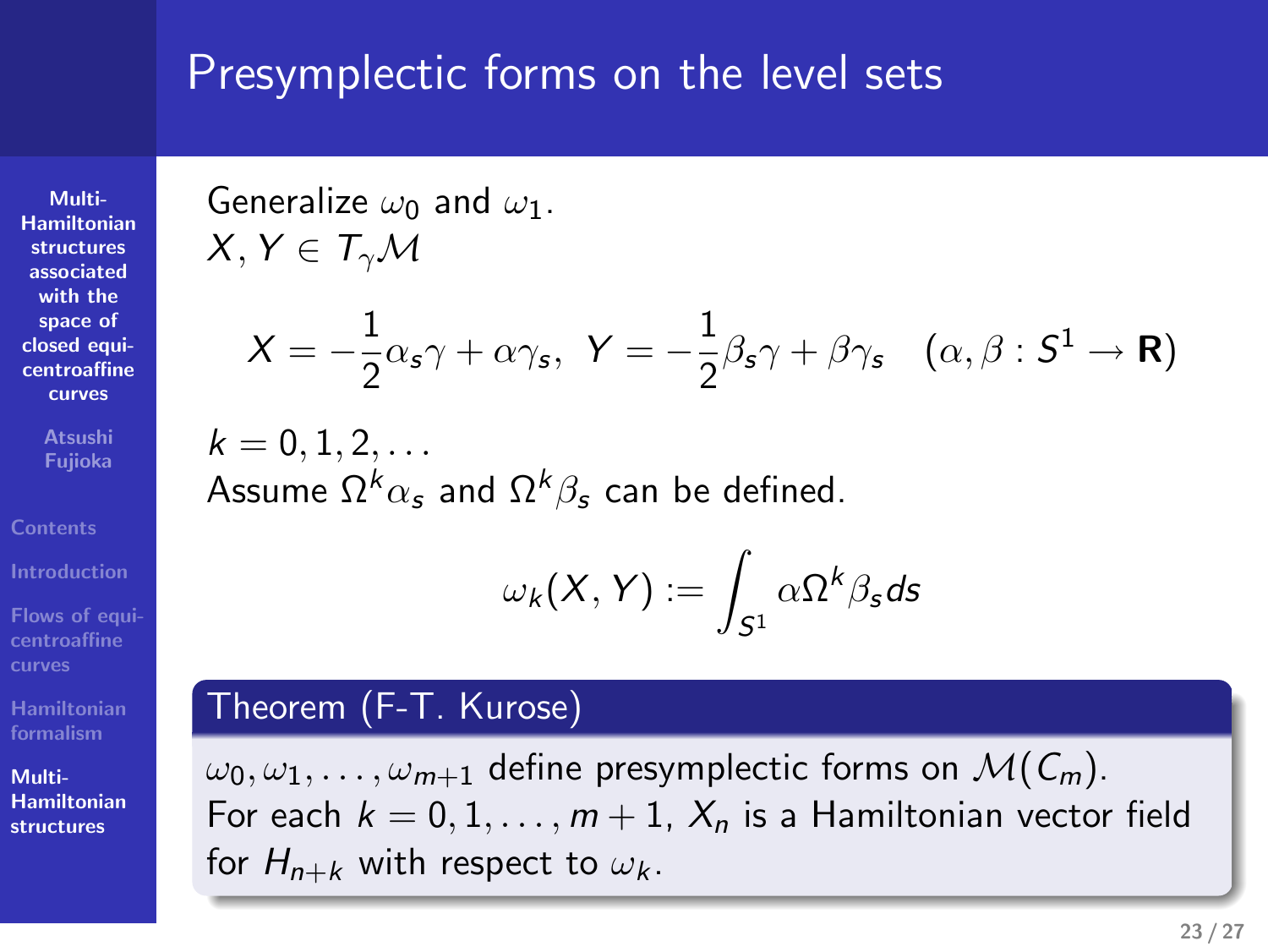# Presymplectic forms on the level sets

Generalize $\omega_0$ and $\omega_1$.
$X, Y \in T_\gamma \mathcal{M}$

$$X = -\frac{1}{2}\alpha_s \gamma + \alpha \gamma_s, \ \ Y = -\frac{1}{2}\beta_s \gamma + \beta \gamma_s \quad (\alpha, \beta : S^1 \to \mathbf{R})$$

$k = 0, 1, 2, \ldots$
Assume $\Omega^k \alpha_s$ and $\Omega^k \beta_s$ can be defined.

$$\omega_k(X, Y) := \int_{S^1} \alpha \Omega^k \beta_s ds$$

**Theorem (F-T. Kurose)**

$\omega_0, \omega_1, \ldots, \omega_{m+1}$ define presymplectic forms on $\mathcal{M}(C_m)$.
For each $k = 0, 1, \ldots, m+1$, $X_n$ is a Hamiltonian vector field for $H_{n+k}$ with respect to $\omega_k$.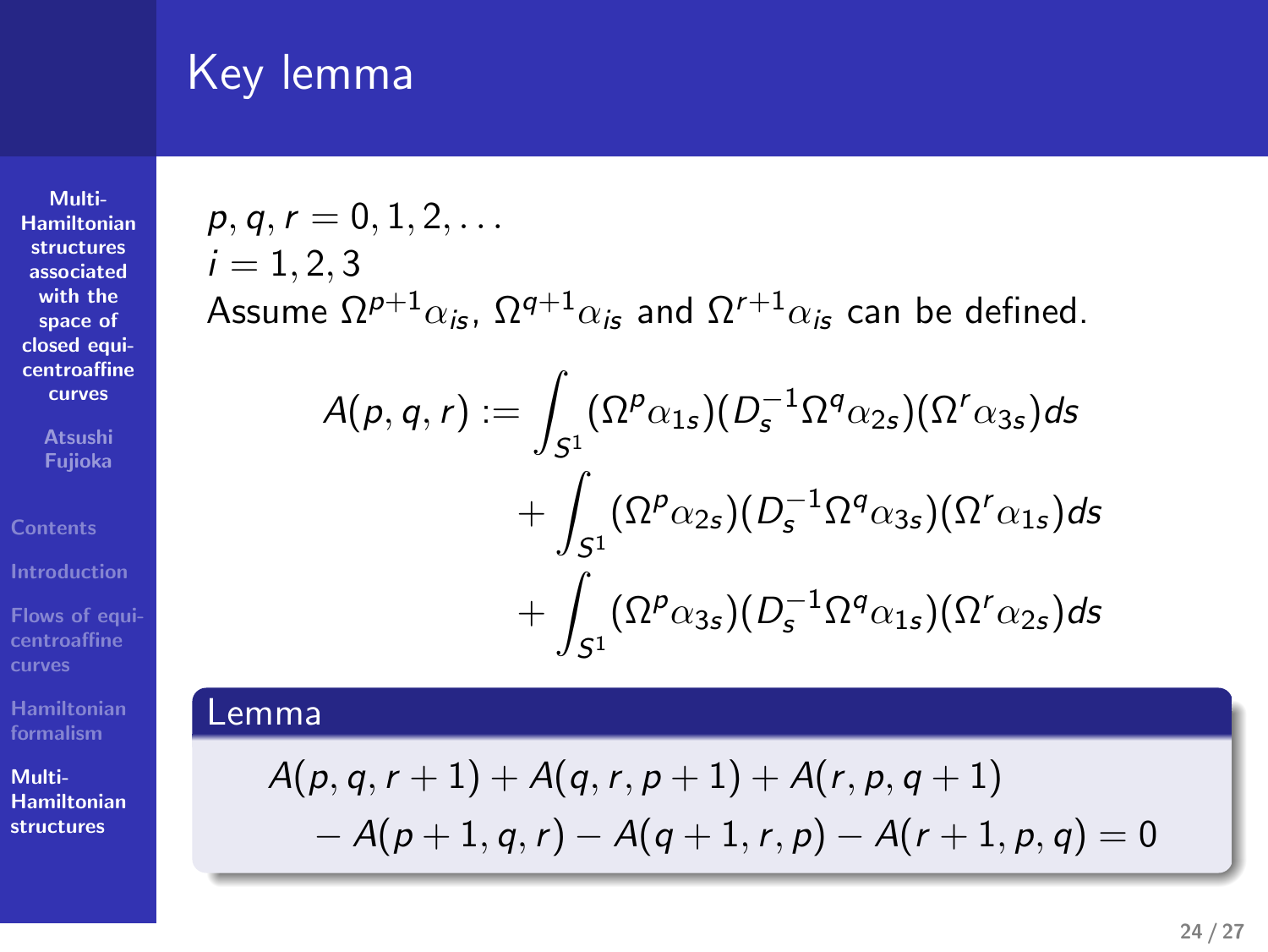# Key lemma

$p, q, r = 0, 1, 2, \dots$

$i = 1, 2, 3$

Assume $\Omega^{p+1}\alpha_{is}$, $\Omega^{q+1}\alpha_{is}$ and $\Omega^{r+1}\alpha_{is}$ can be defined.

$$
\begin{aligned}
A(p,q,r) :=& \int_{S^1} (\Omega^p \alpha_{1s})(D_s^{-1}\Omega^q \alpha_{2s})(\Omega^r \alpha_{3s})ds \\
&+ \int_{S^1} (\Omega^p \alpha_{2s})(D_s^{-1}\Omega^q \alpha_{3s})(\Omega^r \alpha_{1s})ds \\
&+ \int_{S^1} (\Omega^p \alpha_{3s})(D_s^{-1}\Omega^q \alpha_{1s})(\Omega^r \alpha_{2s})ds
\end{aligned}
$$

**Lemma**

$$
\begin{aligned}
&A(p,q,r+1) + A(q,r,p+1) + A(r,p,q+1) \\
&\quad - A(p+1,q,r) - A(q+1,r,p) - A(r+1,p,q) = 0
\end{aligned}
$$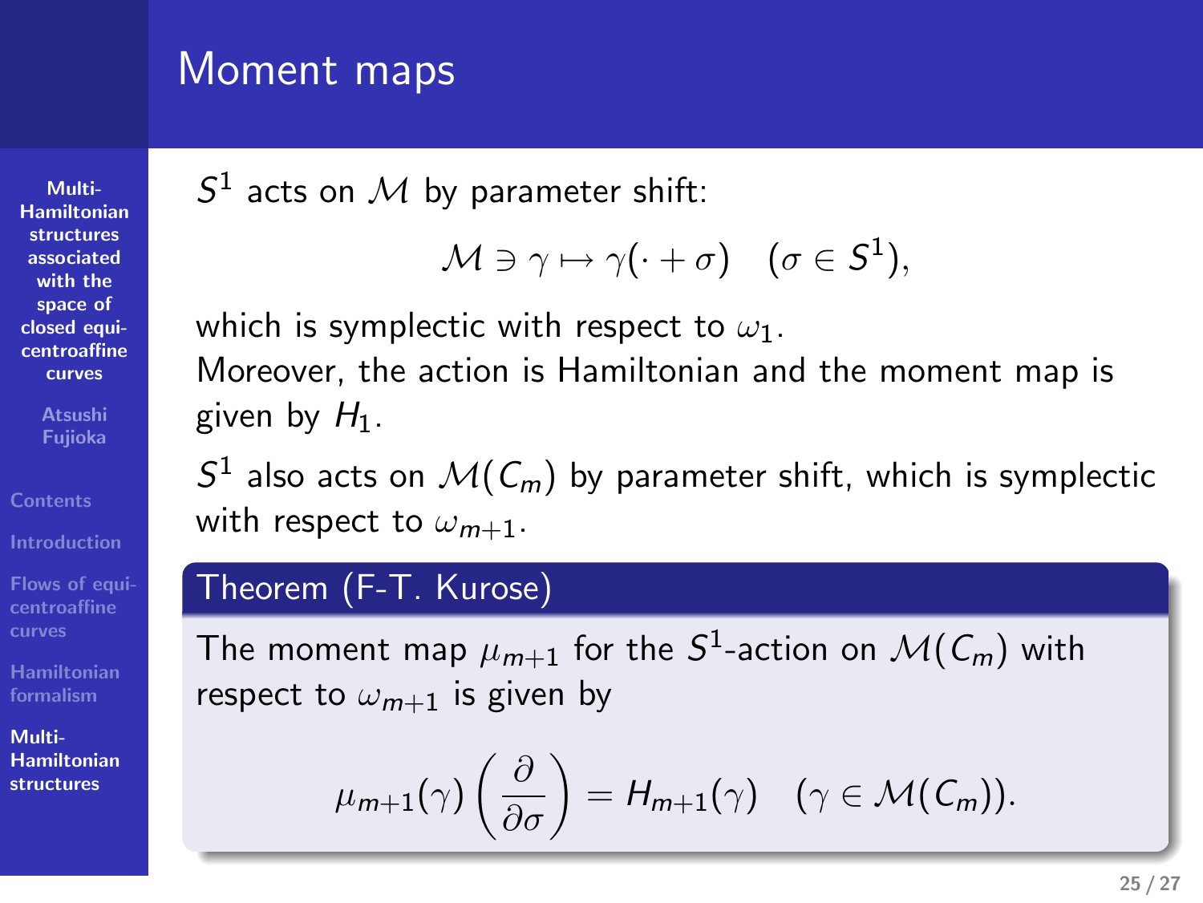# Moment maps

$S^1$ acts on $\mathcal{M}$ by parameter shift:

$$\mathcal{M} \ni \gamma \mapsto \gamma(\cdot + \sigma) \quad (\sigma \in S^1),$$

which is symplectic with respect to $\omega_1$.
Moreover, the action is Hamiltonian and the moment map is given by $H_1$.

$S^1$ also acts on $\mathcal{M}(C_m)$ by parameter shift, which is symplectic with respect to $\omega_{m+1}$.

**Theorem (F-T. Kurose)**

The moment map $\mu_{m+1}$ for the $S^1$-action on $\mathcal{M}(C_m)$ with respect to $\omega_{m+1}$ is given by

$$\mu_{m+1}(\gamma)\left(\frac{\partial}{\partial \sigma}\right) = H_{m+1}(\gamma) \quad (\gamma \in \mathcal{M}(C_m)).$$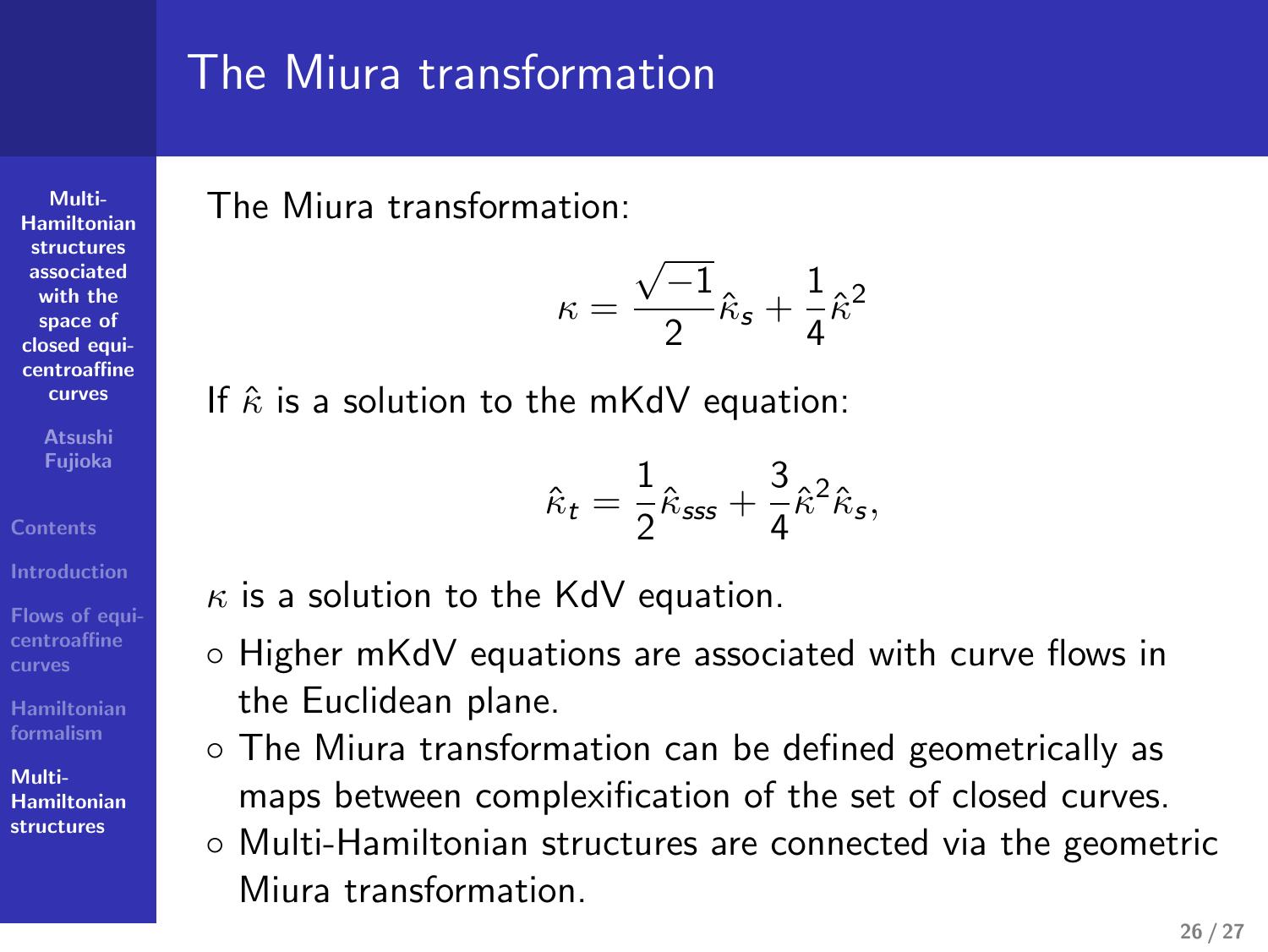# The Miura transformation

The Miura transformation:

$$\kappa = \frac{\sqrt{-1}}{2}\hat{\kappa}_s + \frac{1}{4}\hat{\kappa}^2$$

If $\hat{\kappa}$ is a solution to the mKdV equation:

$$\hat{\kappa}_t = \frac{1}{2}\hat{\kappa}_{sss} + \frac{3}{4}\hat{\kappa}^2\hat{\kappa}_s,$$

$\kappa$ is a solution to the KdV equation.

- Higher mKdV equations are associated with curve flows in the Euclidean plane.
- The Miura transformation can be defined geometrically as maps between complexification of the set of closed curves.
- Multi-Hamiltonian structures are connected via the geometric Miura transformation.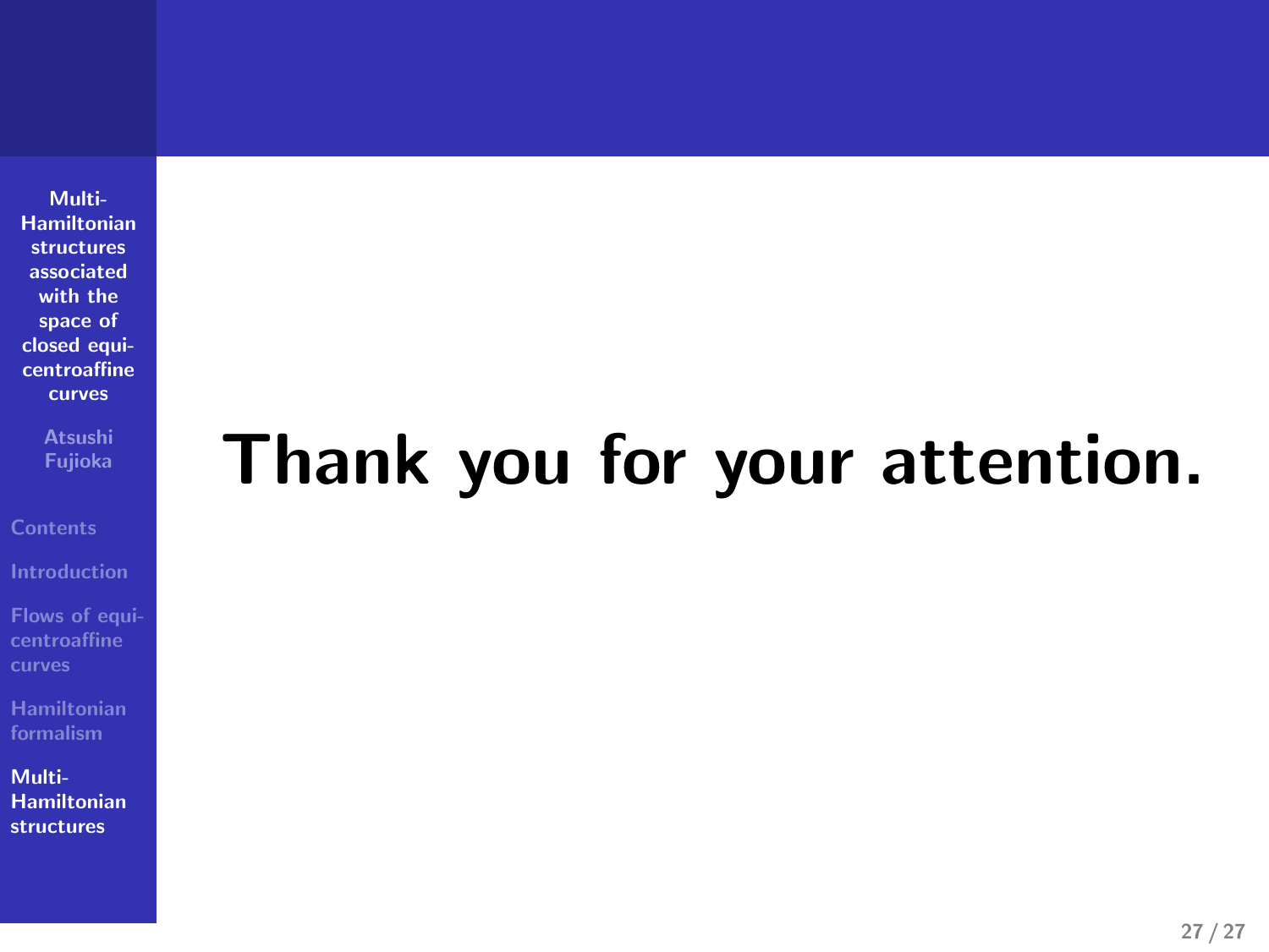# Thank you for your attention.